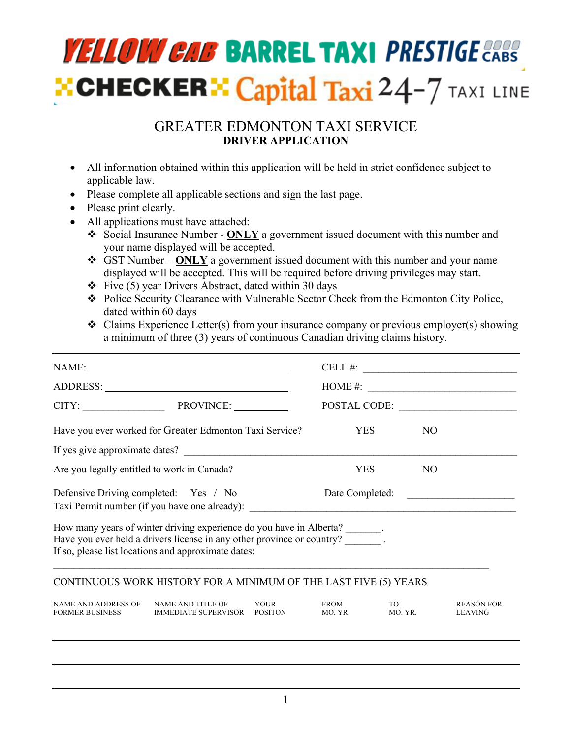YELLOW CAB BARREL TAXI PRESTIGE CABS
CHECKER Capital Taxi 24-7 TAXI LINE

# GREATER EDMONTON TAXI SERVICE

## DRIVER APPLICATION

- All information obtained within this application will be held in strict confidence subject to applicable law.
- Please complete all applicable sections and sign the last page.
- Please print clearly.
- All applications must have attached:
  - Social Insurance Number - **ONLY** a government issued document with this number and your name displayed will be accepted.
  - GST Number – **ONLY** a government issued document with this number and your name displayed will be accepted. This will be required before driving privileges may start.
  - Five (5) year Drivers Abstract, dated within 30 days
  - Police Security Clearance with Vulnerable Sector Check from the Edmonton City Police, dated within 60 days
  - Claims Experience Letter(s) from your insurance company or previous employer(s) showing a minimum of three (3) years of continuous Canadian driving claims history.

---

NAME: ______________________________ CELL #: ______________________________

ADDRESS: ______________________________ HOME #: ______________________________

CITY: _______________ PROVINCE: __________ POSTAL CODE: ______________________

Have you ever worked for Greater Edmonton Taxi Service? YES NO

If yes give approximate dates? ____________________________________________

Are you legally entitled to work in Canada? YES NO

Defensive Driving completed: Yes / No Date Completed: ____________________

Taxi Permit number (if you have one already): ____________________________________________

How many years of winter driving experience do you have in Alberta? _______.

Have you ever held a drivers license in any other province or country? _______ .

If so, please list locations and approximate dates:

____________________________________________________________________________

CONTINUOUS WORK HISTORY FOR A MINIMUM OF THE LAST FIVE (5) YEARS

| NAME AND ADDRESS OF FORMER BUSINESS | NAME AND TITLE OF IMMEDIATE SUPERVISOR | YOUR POSITON | FROM MO. YR. | TO MO. YR. | REASON FOR LEAVING |
|---|---|---|---|---|---|
| | | | | | |
| | | | | | |
| | | | | | |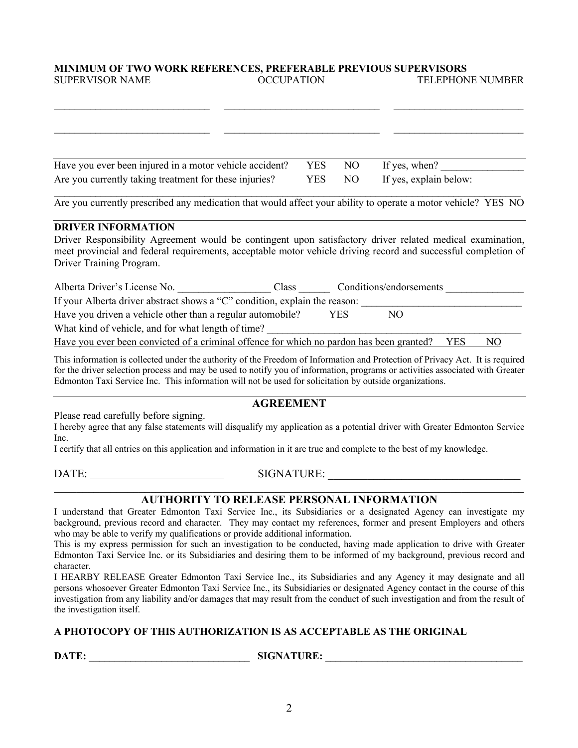**MINIMUM OF TWO WORK REFERENCES, PREFERABLE PREVIOUS SUPERVISORS**

| SUPERVISOR NAME | OCCUPATION | TELEPHONE NUMBER |
|---|---|---|
| ______________________________ | ______________________________ | ________________________ |
| ______________________________ | ______________________________ | ________________________ |

Have you ever been injured in a motor vehicle accident? YES NO If yes, when? _______________

Are you currently taking treatment for these injuries? YES NO If yes, explain below:

_____________________________________________________________________________________

Are you currently prescribed any medication that would affect your ability to operate a motor vehicle? YES NO

**DRIVER INFORMATION**

Driver Responsibility Agreement would be contingent upon satisfactory driver related medical examination, meet provincial and federal requirements, acceptable motor vehicle driving record and successful completion of Driver Training Program.

Alberta Driver's License No. _________________ Class ______ Conditions/endorsements _______________

If your Alberta driver abstract shows a "C" condition, explain the reason: ______________________________

Have you driven a vehicle other than a regular automobile? YES NO

What kind of vehicle, and for what length of time? _________________________________________________

Have you ever been convicted of a criminal offence for which no pardon has been granted? YES NO

This information is collected under the authority of the Freedom of Information and Protection of Privacy Act. It is required for the driver selection process and may be used to notify you of information, programs or activities associated with Greater Edmonton Taxi Service Inc. This information will not be used for solicitation by outside organizations.

## AGREEMENT

Please read carefully before signing.

I hereby agree that any false statements will disqualify my application as a potential driver with Greater Edmonton Service Inc.

I certify that all entries on this application and information in it are true and complete to the best of my knowledge.

DATE: ________________________ SIGNATURE: ___________________________________

## AUTHORITY TO RELEASE PERSONAL INFORMATION

I understand that Greater Edmonton Taxi Service Inc., its Subsidiaries or a designated Agency can investigate my background, previous record and character. They may contact my references, former and present Employers and others who may be able to verify my qualifications or provide additional information.

This is my express permission for such an investigation to be conducted, having made application to drive with Greater Edmonton Taxi Service Inc. or its Subsidiaries and desiring them to be informed of my background, previous record and character.

I HEARBY RELEASE Greater Edmonton Taxi Service Inc., its Subsidiaries and any Agency it may designate and all persons whosoever Greater Edmonton Taxi Service Inc., its Subsidiaries or designated Agency contact in the course of this investigation from any liability and/or damages that may result from the conduct of such investigation and from the result of the investigation itself.

**A PHOTOCOPY OF THIS AUTHORIZATION IS AS ACCEPTABLE AS THE ORIGINAL**

**DATE:** ______________________________ **SIGNATURE:** ______________________________________